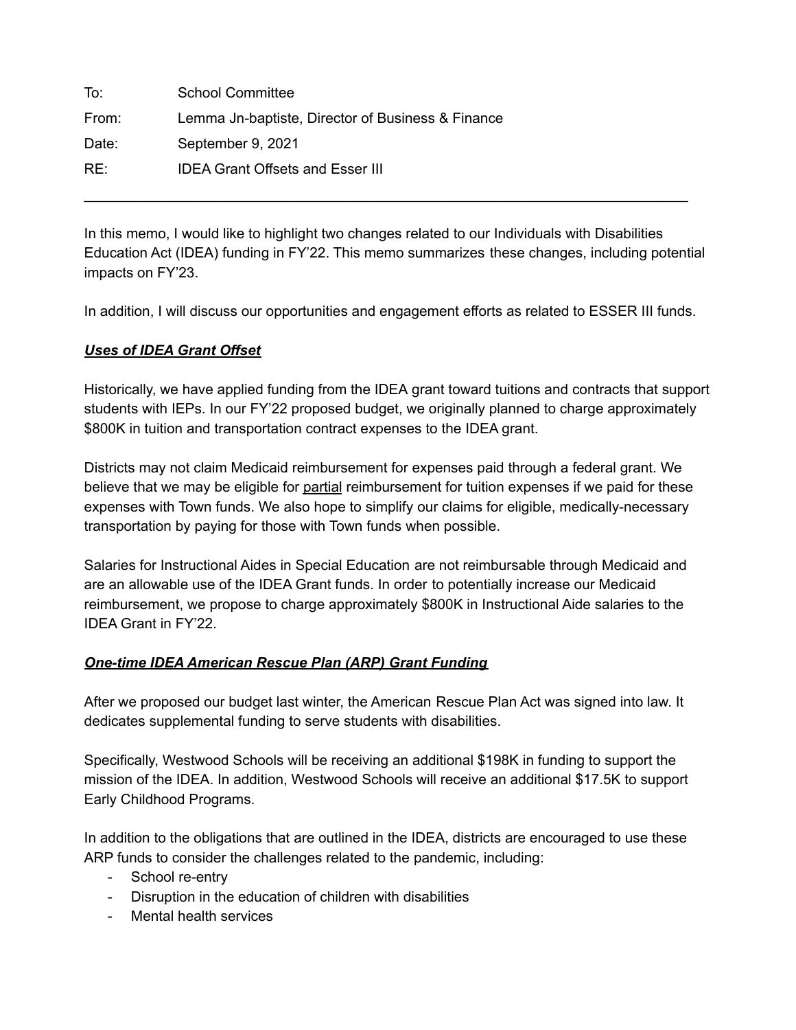| | |
|---|---|
| To: | School Committee |
| From: | Lemma Jn-baptiste, Director of Business & Finance |
| Date: | September 9, 2021 |
| RE: | IDEA Grant Offsets and Esser III |

---

In this memo, I would like to highlight two changes related to our Individuals with Disabilities Education Act (IDEA) funding in FY'22. This memo summarizes these changes, including potential impacts on FY'23.

In addition, I will discuss our opportunities and engagement efforts as related to ESSER III funds.

***Uses of IDEA Grant Offset***

Historically, we have applied funding from the IDEA grant toward tuitions and contracts that support students with IEPs. In our FY'22 proposed budget, we originally planned to charge approximately \$800K in tuition and transportation contract expenses to the IDEA grant.

Districts may not claim Medicaid reimbursement for expenses paid through a federal grant. We believe that we may be eligible for partial reimbursement for tuition expenses if we paid for these expenses with Town funds. We also hope to simplify our claims for eligible, medically-necessary transportation by paying for those with Town funds when possible.

Salaries for Instructional Aides in Special Education are not reimbursable through Medicaid and are an allowable use of the IDEA Grant funds. In order to potentially increase our Medicaid reimbursement, we propose to charge approximately \$800K in Instructional Aide salaries to the IDEA Grant in FY'22.

***One-time IDEA American Rescue Plan (ARP) Grant Funding***

After we proposed our budget last winter, the American Rescue Plan Act was signed into law. It dedicates supplemental funding to serve students with disabilities.

Specifically, Westwood Schools will be receiving an additional \$198K in funding to support the mission of the IDEA. In addition, Westwood Schools will receive an additional \$17.5K to support Early Childhood Programs.

In addition to the obligations that are outlined in the IDEA, districts are encouraged to use these ARP funds to consider the challenges related to the pandemic, including:

- School re-entry
- Disruption in the education of children with disabilities
- Mental health services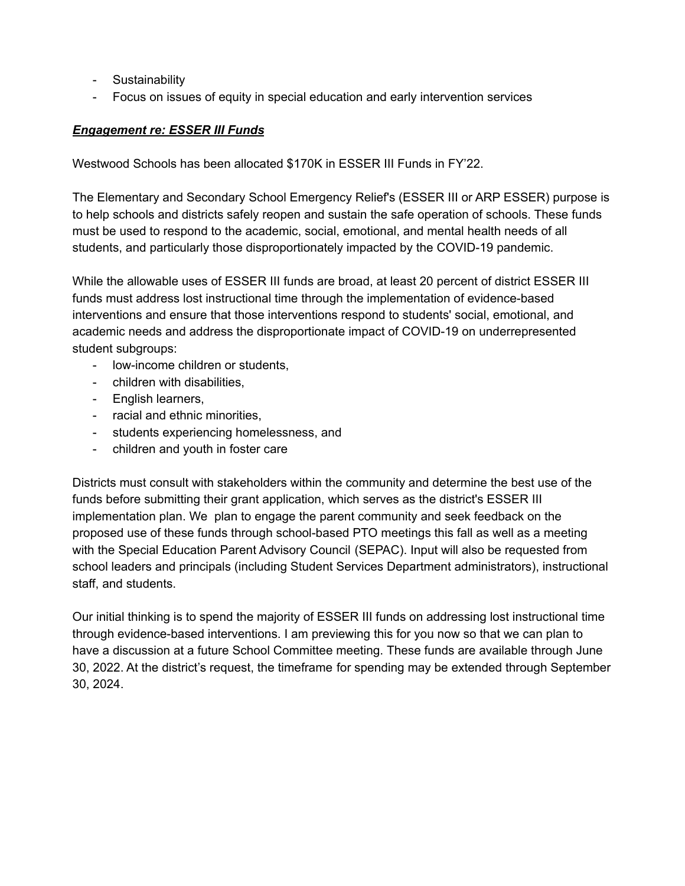- Sustainability
- Focus on issues of equity in special education and early intervention services

***Engagement re: ESSER III Funds***

Westwood Schools has been allocated $170K in ESSER III Funds in FY'22.

The Elementary and Secondary School Emergency Relief's (ESSER III or ARP ESSER) purpose is to help schools and districts safely reopen and sustain the safe operation of schools. These funds must be used to respond to the academic, social, emotional, and mental health needs of all students, and particularly those disproportionately impacted by the COVID-19 pandemic.

While the allowable uses of ESSER III funds are broad, at least 20 percent of district ESSER III funds must address lost instructional time through the implementation of evidence-based interventions and ensure that those interventions respond to students' social, emotional, and academic needs and address the disproportionate impact of COVID-19 on underrepresented student subgroups:

- low-income children or students,
- children with disabilities,
- English learners,
- racial and ethnic minorities,
- students experiencing homelessness, and
- children and youth in foster care

Districts must consult with stakeholders within the community and determine the best use of the funds before submitting their grant application, which serves as the district's ESSER III implementation plan. We plan to engage the parent community and seek feedback on the proposed use of these funds through school-based PTO meetings this fall as well as a meeting with the Special Education Parent Advisory Council (SEPAC). Input will also be requested from school leaders and principals (including Student Services Department administrators), instructional staff, and students.

Our initial thinking is to spend the majority of ESSER III funds on addressing lost instructional time through evidence-based interventions. I am previewing this for you now so that we can plan to have a discussion at a future School Committee meeting. These funds are available through June 30, 2022. At the district's request, the timeframe for spending may be extended through September 30, 2024.